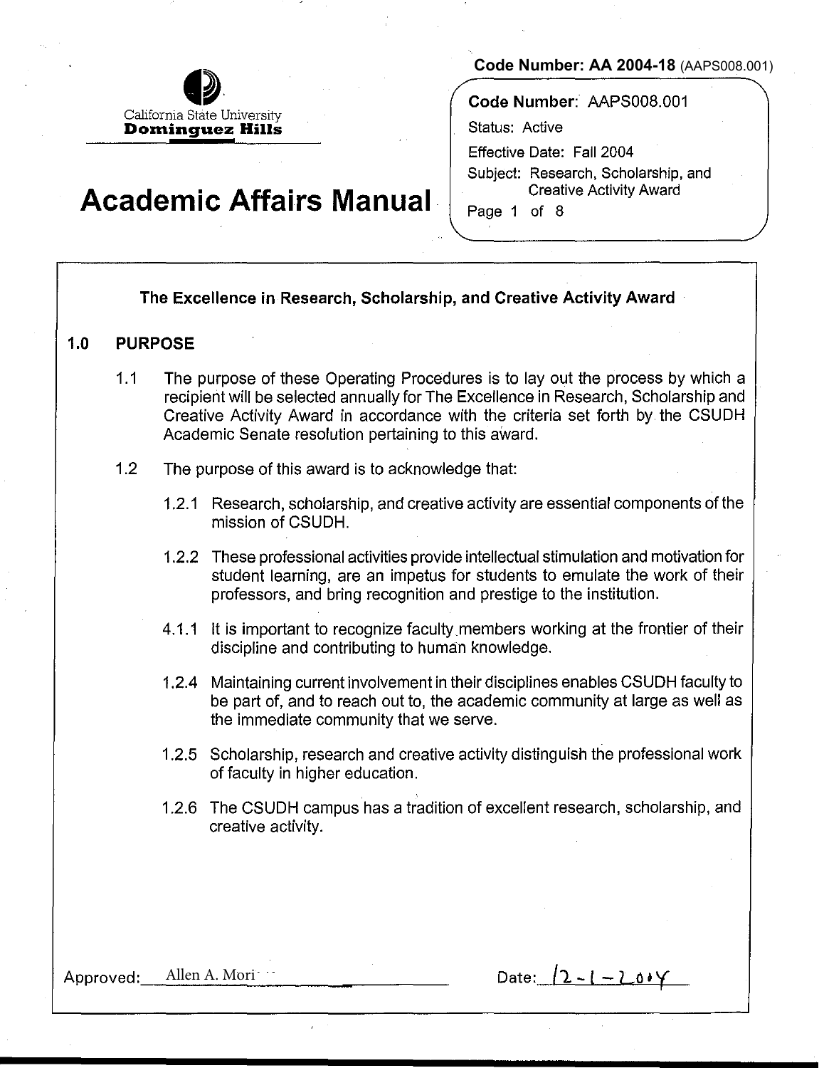California State University
**Dominguez Hills**

**Code Number: AA 2004-18** (AAPS008.001)

# Academic Affairs Manual

**Code Number**: AAPS008.001
Status: Active
Effective Date: Fall 2004
Subject: Research, Scholarship, and Creative Activity Award

## The Excellence in Research, Scholarship, and Creative Activity Award

### 1.0 PURPOSE

1.1 The purpose of these Operating Procedures is to lay out the process by which a recipient will be selected annually for The Excellence in Research, Scholarship and Creative Activity Award in accordance with the criteria set forth by the CSUDH Academic Senate resolution pertaining to this award.

1.2 The purpose of this award is to acknowledge that:

1.2.1 Research, scholarship, and creative activity are essential components of the mission of CSUDH.

1.2.2 These professional activities provide intellectual stimulation and motivation for student learning, are an impetus for students to emulate the work of their professors, and bring recognition and prestige to the institution.

4.1.1 It is important to recognize faculty members working at the frontier of their discipline and contributing to human knowledge.

1.2.4 Maintaining current involvement in their disciplines enables CSUDH faculty to be part of, and to reach out to, the academic community at large as well as the immediate community that we serve.

1.2.5 Scholarship, research and creative activity distinguish the professional work of faculty in higher education.

1.2.6 The CSUDH campus has a tradition of excellent research, scholarship, and creative activity.

Approved: Allen A. Mori

Date: 12-1-2004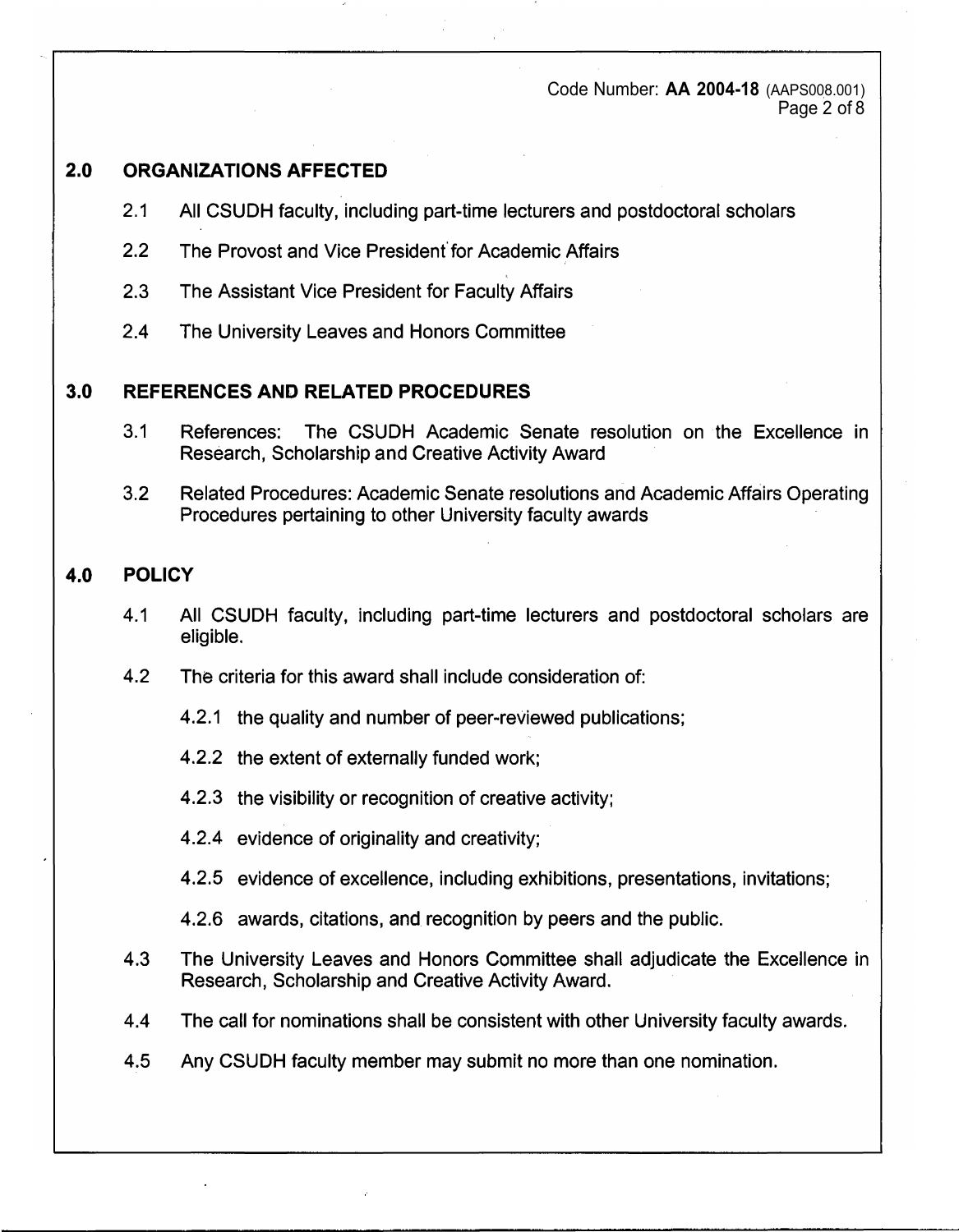## 2.0 ORGANIZATIONS AFFECTED

2.1 All CSUDH faculty, including part-time lecturers and postdoctoral scholars

2.2 The Provost and Vice President for Academic Affairs

2.3 The Assistant Vice President for Faculty Affairs

2.4 The University Leaves and Honors Committee

## 3.0 REFERENCES AND RELATED PROCEDURES

3.1 References: The CSUDH Academic Senate resolution on the Excellence in Research, Scholarship and Creative Activity Award

3.2 Related Procedures: Academic Senate resolutions and Academic Affairs Operating Procedures pertaining to other University faculty awards

## 4.0 POLICY

4.1 All CSUDH faculty, including part-time lecturers and postdoctoral scholars are eligible.

4.2 The criteria for this award shall include consideration of:

4.2.1 the quality and number of peer-reviewed publications;

4.2.2 the extent of externally funded work;

4.2.3 the visibility or recognition of creative activity;

4.2.4 evidence of originality and creativity;

4.2.5 evidence of excellence, including exhibitions, presentations, invitations;

4.2.6 awards, citations, and recognition by peers and the public.

4.3 The University Leaves and Honors Committee shall adjudicate the Excellence in Research, Scholarship and Creative Activity Award.

4.4 The call for nominations shall be consistent with other University faculty awards.

4.5 Any CSUDH faculty member may submit no more than one nomination.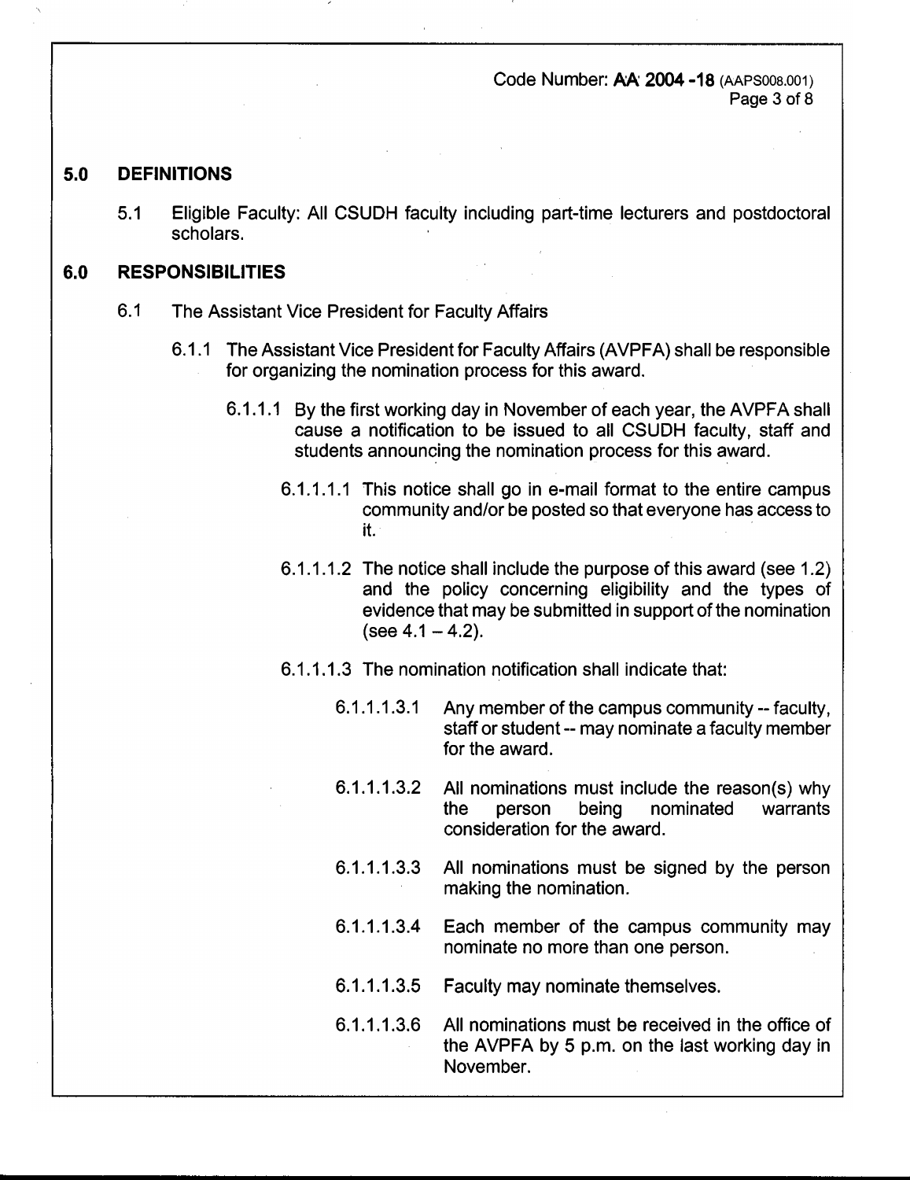## 5.0 DEFINITIONS

5.1 Eligible Faculty: All CSUDH faculty including part-time lecturers and postdoctoral scholars.

## 6.0 RESPONSIBILITIES

6.1 The Assistant Vice President for Faculty Affairs

6.1.1 The Assistant Vice President for Faculty Affairs (AVPFA) shall be responsible for organizing the nomination process for this award.

6.1.1.1 By the first working day in November of each year, the AVPFA shall cause a notification to be issued to all CSUDH faculty, staff and students announcing the nomination process for this award.

6.1.1.1.1 This notice shall go in e-mail format to the entire campus community and/or be posted so that everyone has access to it.

6.1.1.1.2 The notice shall include the purpose of this award (see 1.2) and the policy concerning eligibility and the types of evidence that may be submitted in support of the nomination (see 4.1 – 4.2).

6.1.1.1.3 The nomination notification shall indicate that:

6.1.1.1.3.1 Any member of the campus community -- faculty, staff or student -- may nominate a faculty member for the award.

6.1.1.1.3.2 All nominations must include the reason(s) why the person being nominated warrants consideration for the award.

6.1.1.1.3.3 All nominations must be signed by the person making the nomination.

6.1.1.1.3.4 Each member of the campus community may nominate no more than one person.

6.1.1.1.3.5 Faculty may nominate themselves.

6.1.1.1.3.6 All nominations must be received in the office of the AVPFA by 5 p.m. on the last working day in November.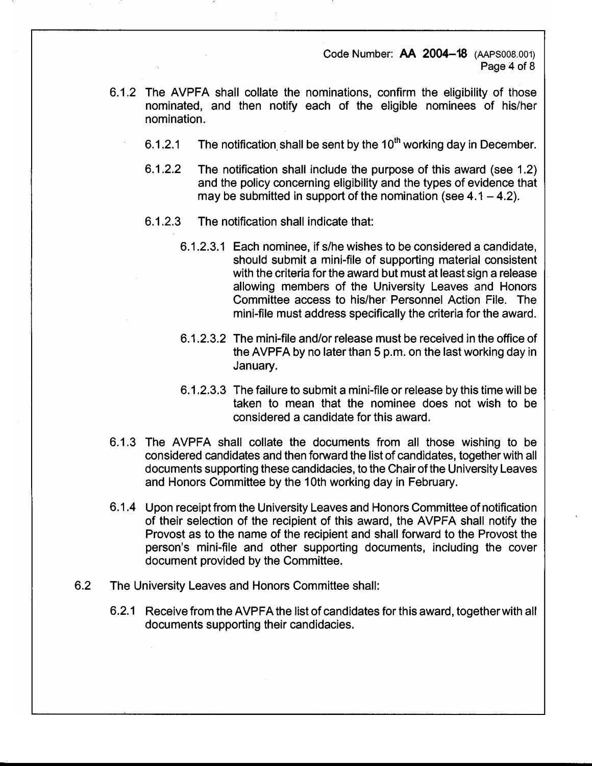6.1.2 The AVPFA shall collate the nominations, confirm the eligibility of those nominated, and then notify each of the eligible nominees of his/her nomination.

- 6.1.2.1 The notification shall be sent by the 10th working day in December.

- 6.1.2.2 The notification shall include the purpose of this award (see 1.2) and the policy concerning eligibility and the types of evidence that may be submitted in support of the nomination (see 4.1 – 4.2).

- 6.1.2.3 The notification shall indicate that:

  - 6.1.2.3.1 Each nominee, if s/he wishes to be considered a candidate, should submit a mini-file of supporting material consistent with the criteria for the award but must at least sign a release allowing members of the University Leaves and Honors Committee access to his/her Personnel Action File. The mini-file must address specifically the criteria for the award.

  - 6.1.2.3.2 The mini-file and/or release must be received in the office of the AVPFA by no later than 5 p.m. on the last working day in January.

  - 6.1.2.3.3 The failure to submit a mini-file or release by this time will be taken to mean that the nominee does not wish to be considered a candidate for this award.

6.1.3 The AVPFA shall collate the documents from all those wishing to be considered candidates and then forward the list of candidates, together with all documents supporting these candidacies, to the Chair of the University Leaves and Honors Committee by the 10th working day in February.

6.1.4 Upon receipt from the University Leaves and Honors Committee of notification of their selection of the recipient of this award, the AVPFA shall notify the Provost as to the name of the recipient and shall forward to the Provost the person's mini-file and other supporting documents, including the cover document provided by the Committee.

6.2 The University Leaves and Honors Committee shall:

6.2.1 Receive from the AVPFA the list of candidates for this award, together with all documents supporting their candidacies.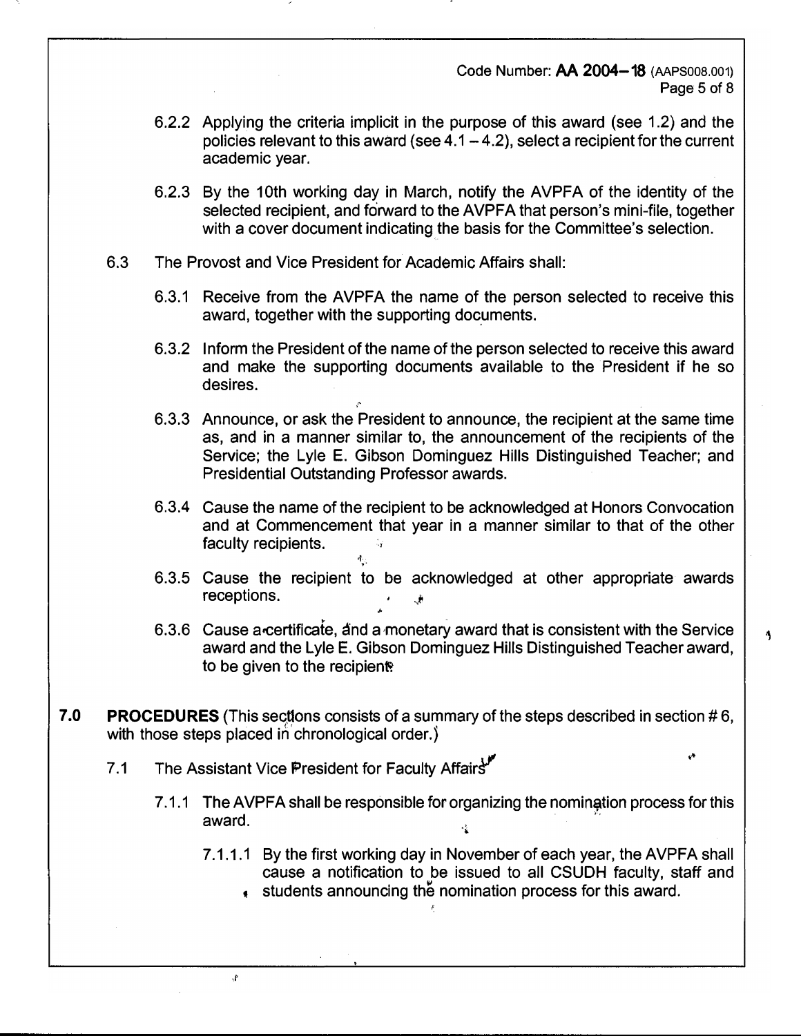6.2.2 Applying the criteria implicit in the purpose of this award (see 1.2) and the policies relevant to this award (see 4.1 – 4.2), select a recipient for the current academic year.

6.2.3 By the 10th working day in March, notify the AVPFA of the identity of the selected recipient, and forward to the AVPFA that person's mini-file, together with a cover document indicating the basis for the Committee's selection.

6.3 The Provost and Vice President for Academic Affairs shall:

6.3.1 Receive from the AVPFA the name of the person selected to receive this award, together with the supporting documents.

6.3.2 Inform the President of the name of the person selected to receive this award and make the supporting documents available to the President if he so desires.

6.3.3 Announce, or ask the President to announce, the recipient at the same time as, and in a manner similar to, the announcement of the recipients of the Service; the Lyle E. Gibson Dominguez Hills Distinguished Teacher; and Presidential Outstanding Professor awards.

6.3.4 Cause the name of the recipient to be acknowledged at Honors Convocation and at Commencement that year in a manner similar to that of the other faculty recipients.

6.3.5 Cause the recipient to be acknowledged at other appropriate awards receptions.

6.3.6 Cause a certificate, and a monetary award that is consistent with the Service award and the Lyle E. Gibson Dominguez Hills Distinguished Teacher award, to be given to the recipient.

**7.0 PROCEDURES** (This sections consists of a summary of the steps described in section # 6, with those steps placed in chronological order.)

7.1 The Assistant Vice President for Faculty Affairs

7.1.1 The AVPFA shall be responsible for organizing the nomination process for this award.

7.1.1.1 By the first working day in November of each year, the AVPFA shall cause a notification to be issued to all CSUDH faculty, staff and students announcing the nomination process for this award.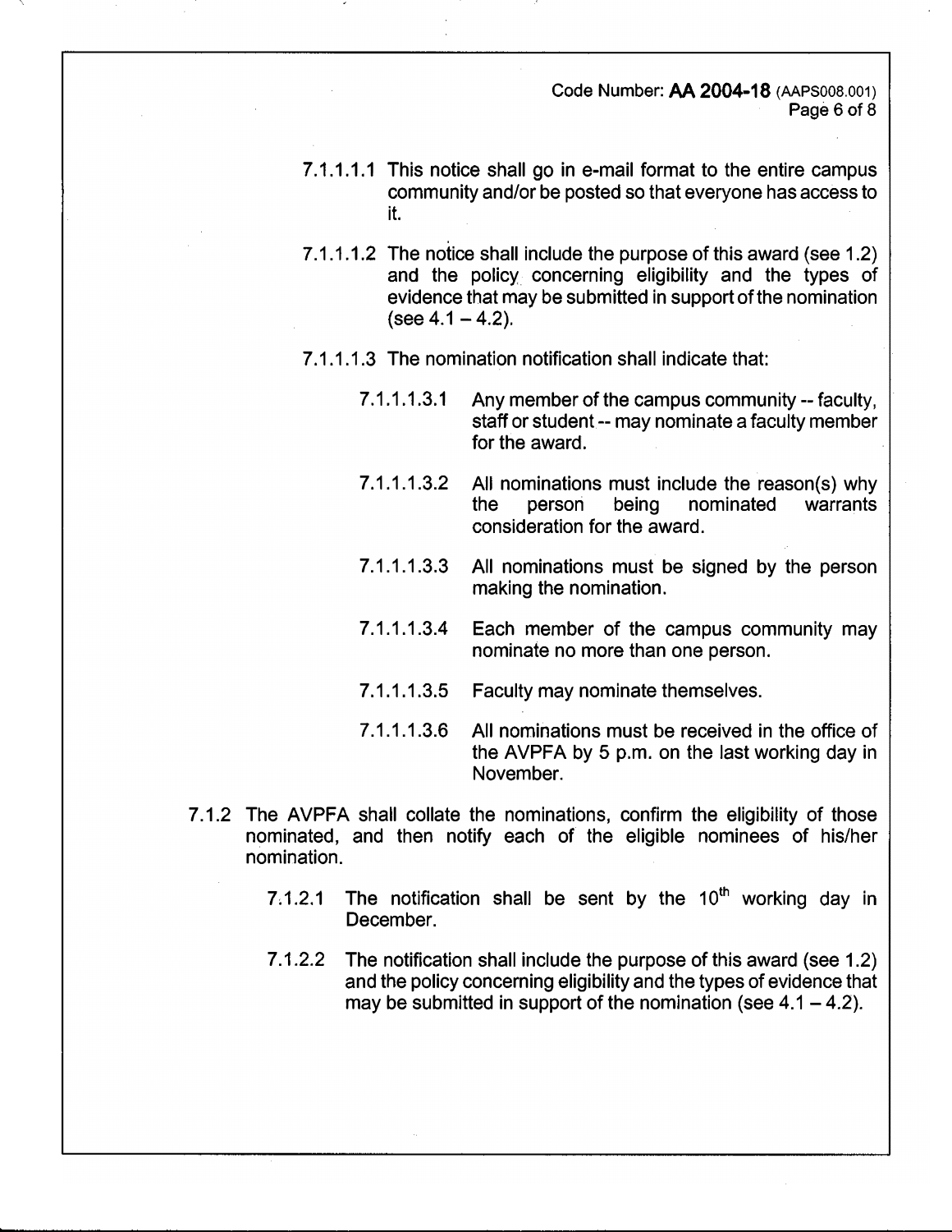7.1.1.1.1 This notice shall go in e-mail format to the entire campus community and/or be posted so that everyone has access to it.

7.1.1.1.2 The notice shall include the purpose of this award (see 1.2) and the policy concerning eligibility and the types of evidence that may be submitted in support of the nomination (see 4.1 – 4.2).

7.1.1.1.3 The nomination notification shall indicate that:

7.1.1.1.3.1 Any member of the campus community -- faculty, staff or student -- may nominate a faculty member for the award.

7.1.1.1.3.2 All nominations must include the reason(s) why the person being nominated warrants consideration for the award.

7.1.1.1.3.3 All nominations must be signed by the person making the nomination.

7.1.1.1.3.4 Each member of the campus community may nominate no more than one person.

7.1.1.1.3.5 Faculty may nominate themselves.

7.1.1.1.3.6 All nominations must be received in the office of the AVPFA by 5 p.m. on the last working day in November.

7.1.2 The AVPFA shall collate the nominations, confirm the eligibility of those nominated, and then notify each of the eligible nominees of his/her nomination.

7.1.2.1 The notification shall be sent by the 10th working day in December.

7.1.2.2 The notification shall include the purpose of this award (see 1.2) and the policy concerning eligibility and the types of evidence that may be submitted in support of the nomination (see 4.1 – 4.2).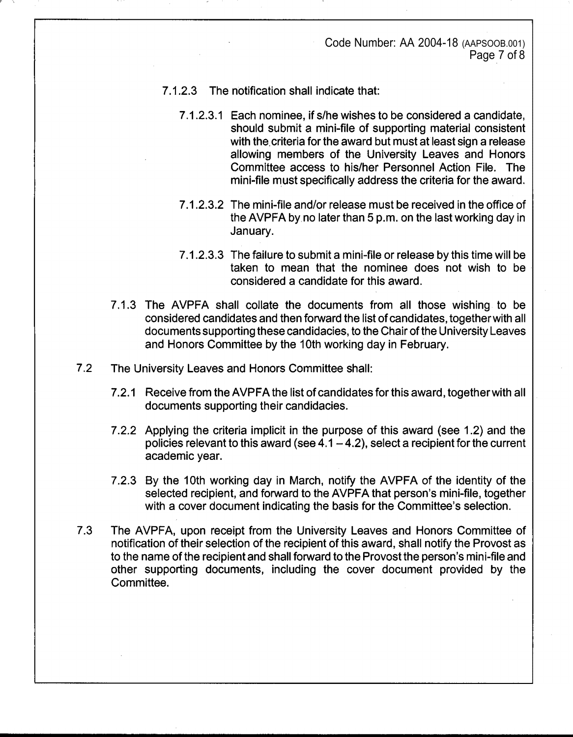7.1.2.3 The notification shall indicate that:

7.1.2.3.1 Each nominee, if s/he wishes to be considered a candidate, should submit a mini-file of supporting material consistent with the criteria for the award but must at least sign a release allowing members of the University Leaves and Honors Committee access to his/her Personnel Action File. The mini-file must specifically address the criteria for the award.

7.1.2.3.2 The mini-file and/or release must be received in the office of the AVPFA by no later than 5 p.m. on the last working day in January.

7.1.2.3.3 The failure to submit a mini-file or release by this time will be taken to mean that the nominee does not wish to be considered a candidate for this award.

7.1.3 The AVPFA shall collate the documents from all those wishing to be considered candidates and then forward the list of candidates, together with all documents supporting these candidacies, to the Chair of the University Leaves and Honors Committee by the 10th working day in February.

7.2 The University Leaves and Honors Committee shall:

7.2.1 Receive from the AVPFA the list of candidates for this award, together with all documents supporting their candidacies.

7.2.2 Applying the criteria implicit in the purpose of this award (see 1.2) and the policies relevant to this award (see 4.1 – 4.2), select a recipient for the current academic year.

7.2.3 By the 10th working day in March, notify the AVPFA of the identity of the selected recipient, and forward to the AVPFA that person's mini-file, together with a cover document indicating the basis for the Committee's selection.

7.3 The AVPFA, upon receipt from the University Leaves and Honors Committee of notification of their selection of the recipient of this award, shall notify the Provost as to the name of the recipient and shall forward to the Provost the person's mini-file and other supporting documents, including the cover document provided by the Committee.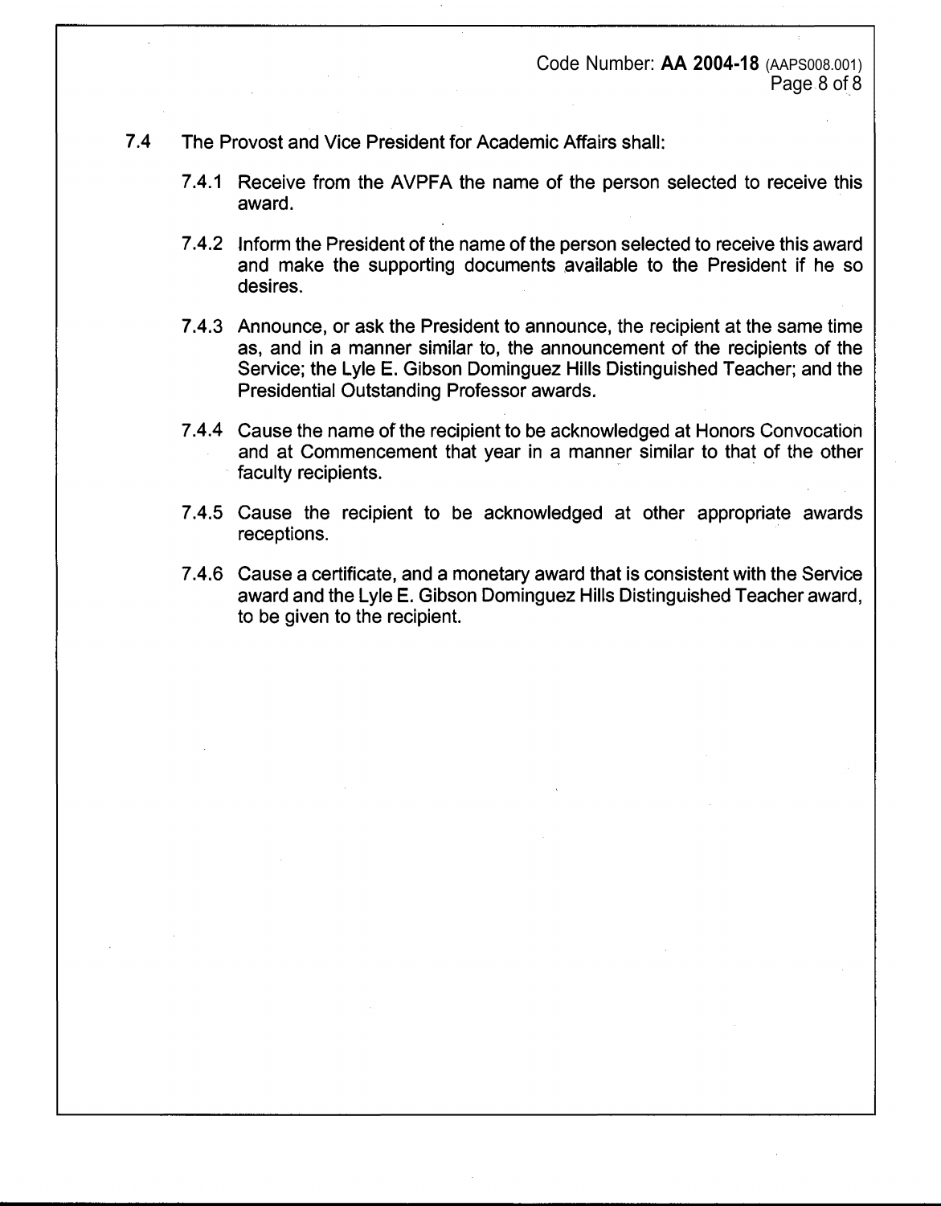7.4 The Provost and Vice President for Academic Affairs shall:

7.4.1 Receive from the AVPFA the name of the person selected to receive this award.

7.4.2 Inform the President of the name of the person selected to receive this award and make the supporting documents available to the President if he so desires.

7.4.3 Announce, or ask the President to announce, the recipient at the same time as, and in a manner similar to, the announcement of the recipients of the Service; the Lyle E. Gibson Dominguez Hills Distinguished Teacher; and the Presidential Outstanding Professor awards.

7.4.4 Cause the name of the recipient to be acknowledged at Honors Convocation and at Commencement that year in a manner similar to that of the other faculty recipients.

7.4.5 Cause the recipient to be acknowledged at other appropriate awards receptions.

7.4.6 Cause a certificate, and a monetary award that is consistent with the Service award and the Lyle E. Gibson Dominguez Hills Distinguished Teacher award, to be given to the recipient.